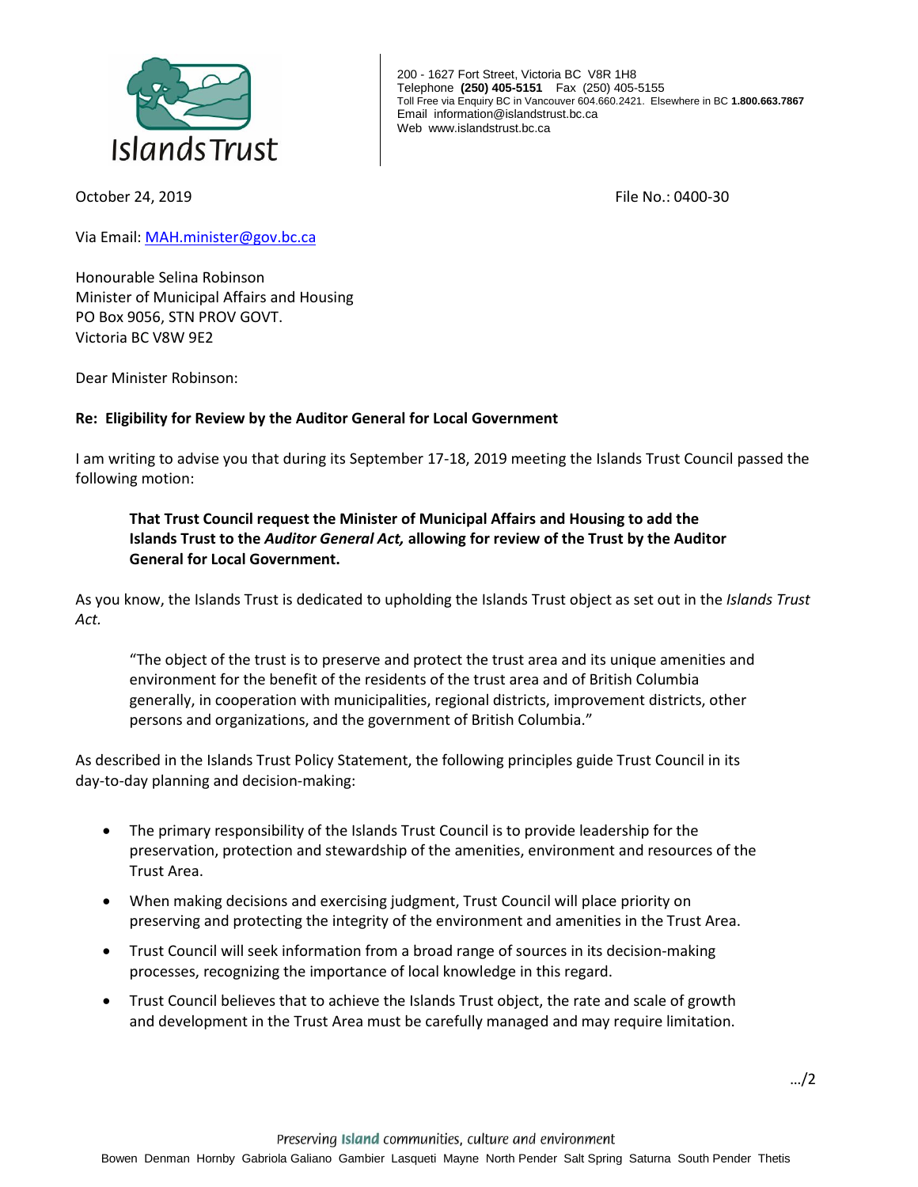Islands Trust

200 - 1627 Fort Street, Victoria BC V8R 1H8
Telephone **(250) 405-5151** Fax (250) 405-5155
Toll Free via Enquiry BC in Vancouver 604.660.2421. Elsewhere in BC **1.800.663.7867**
Email information@islandstrust.bc.ca
Web www.islandstrust.bc.ca

October 24, 2019 File No.: 0400-30

Via Email: MAH.minister@gov.bc.ca

Honourable Selina Robinson
Minister of Municipal Affairs and Housing
PO Box 9056, STN PROV GOVT.
Victoria BC V8W 9E2

Dear Minister Robinson:

**Re: Eligibility for Review by the Auditor General for Local Government**

I am writing to advise you that during its September 17-18, 2019 meeting the Islands Trust Council passed the following motion:

> **That Trust Council request the Minister of Municipal Affairs and Housing to add the Islands Trust to the *Auditor General Act,* allowing for review of the Trust by the Auditor General for Local Government.**

As you know, the Islands Trust is dedicated to upholding the Islands Trust object as set out in the *Islands Trust Act.*

> "The object of the trust is to preserve and protect the trust area and its unique amenities and environment for the benefit of the residents of the trust area and of British Columbia generally, in cooperation with municipalities, regional districts, improvement districts, other persons and organizations, and the government of British Columbia."

As described in the Islands Trust Policy Statement, the following principles guide Trust Council in its day-to-day planning and decision-making:

- The primary responsibility of the Islands Trust Council is to provide leadership for the preservation, protection and stewardship of the amenities, environment and resources of the Trust Area.
- When making decisions and exercising judgment, Trust Council will place priority on preserving and protecting the integrity of the environment and amenities in the Trust Area.
- Trust Council will seek information from a broad range of sources in its decision-making processes, recognizing the importance of local knowledge in this regard.
- Trust Council believes that to achieve the Islands Trust object, the rate and scale of growth and development in the Trust Area must be carefully managed and may require limitation.

…/2

Preserving **Island** communities, culture and environment

Bowen Denman Hornby Gabriola Galiano Gambier Lasqueti Mayne North Pender Salt Spring Saturna South Pender Thetis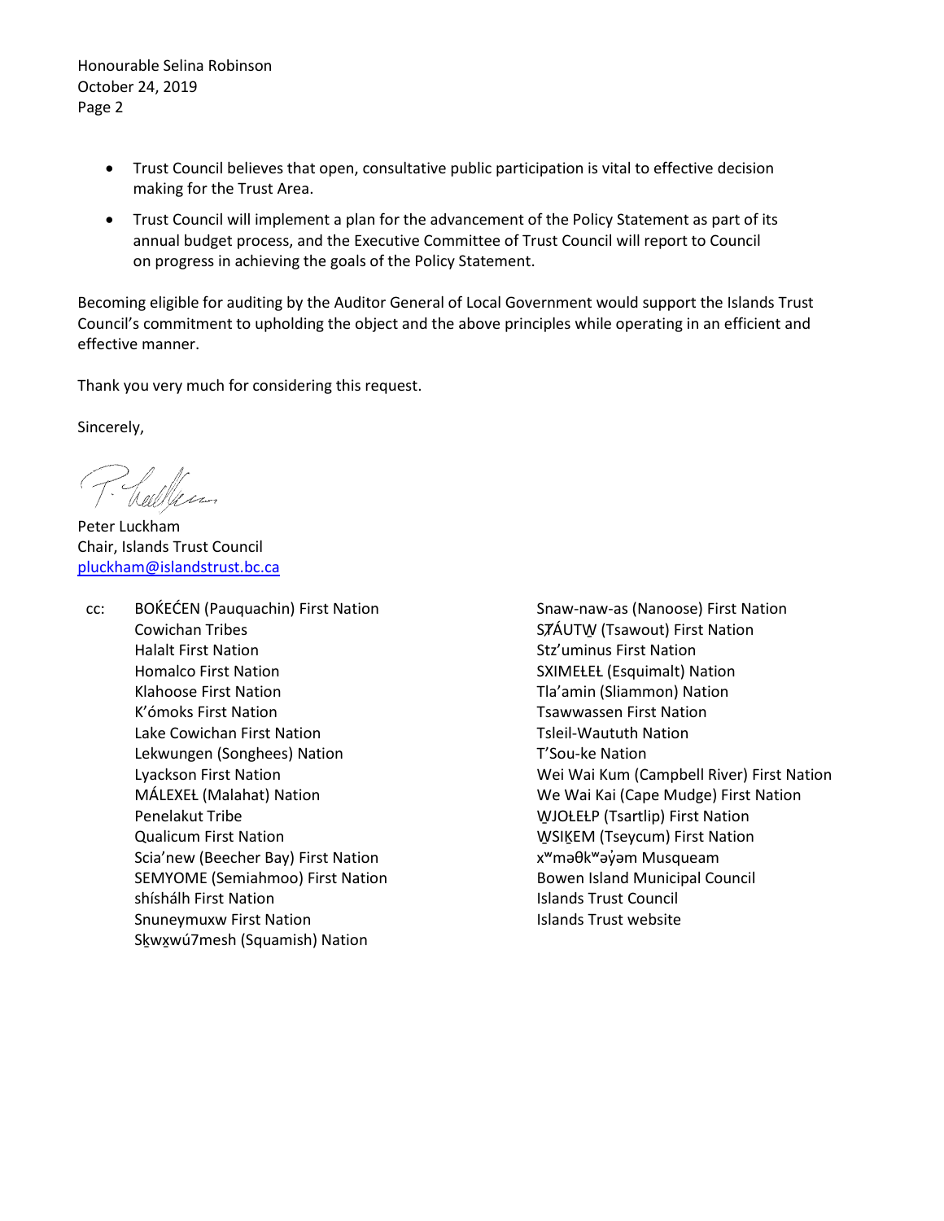- Trust Council believes that open, consultative public participation is vital to effective decision making for the Trust Area.
- Trust Council will implement a plan for the advancement of the Policy Statement as part of its annual budget process, and the Executive Committee of Trust Council will report to Council on progress in achieving the goals of the Policy Statement.

Becoming eligible for auditing by the Auditor General of Local Government would support the Islands Trust Council's commitment to upholding the object and the above principles while operating in an efficient and effective manner.

Thank you very much for considering this request.

Sincerely,

Peter Luckham
Chair, Islands Trust Council
pluckham@islandstrust.bc.ca

cc:
BOḰEĆEN (Pauquachin) First Nation
Cowichan Tribes
Halalt First Nation
Homalco First Nation
Klahoose First Nation
K'ómoks First Nation
Lake Cowichan First Nation
Lekwungen (Songhees) Nation
Lyackson First Nation
MÁLEXEŁ (Malahat) Nation
Penelakut Tribe
Qualicum First Nation
Scia'new (Beecher Bay) First Nation
SEMYOME (Semiahmoo) First Nation
shíshálh First Nation
Snuneymuxw First Nation
Sḵwx̱wú7mesh (Squamish) Nation
Snaw-naw-as (Nanoose) First Nation
SȾÁUTW̱ (Tsawout) First Nation
Stz'uminus First Nation
SXIMEŁEŁ (Esquimalt) Nation
Tla'amin (Sliammon) Nation
Tsawwassen First Nation
Tsleil-Waututh Nation
T'Sou-ke Nation
Wei Wai Kum (Campbell River) First Nation
We Wai Kai (Cape Mudge) First Nation
W̱JOŁEŁP (Tsartlip) First Nation
W̱SIḴEM (Tseycum) First Nation
xʷməθkʷəy̓əm Musqueam
Bowen Island Municipal Council
Islands Trust Council
Islands Trust website